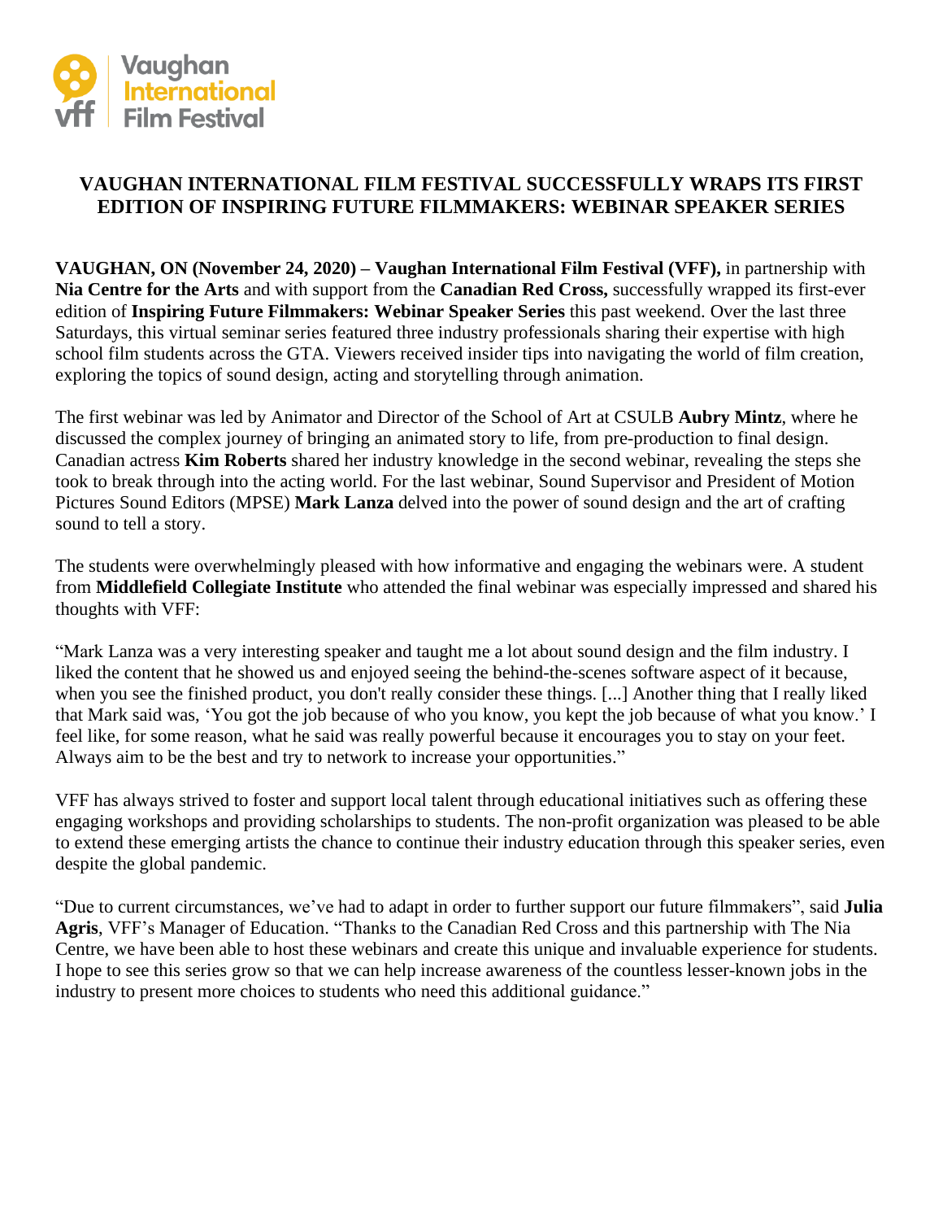# VAUGHAN INTERNATIONAL FILM FESTIVAL SUCCESSFULLY WRAPS ITS FIRST EDITION OF INSPIRING FUTURE FILMMAKERS: WEBINAR SPEAKER SERIES

**VAUGHAN, ON (November 24, 2020) – Vaughan International Film Festival (VFF),** in partnership with **Nia Centre for the Arts** and with support from the **Canadian Red Cross,** successfully wrapped its first-ever edition of **Inspiring Future Filmmakers: Webinar Speaker Series** this past weekend. Over the last three Saturdays, this virtual seminar series featured three industry professionals sharing their expertise with high school film students across the GTA. Viewers received insider tips into navigating the world of film creation, exploring the topics of sound design, acting and storytelling through animation.

The first webinar was led by Animator and Director of the School of Art at CSULB **Aubry Mintz**, where he discussed the complex journey of bringing an animated story to life, from pre-production to final design. Canadian actress **Kim Roberts** shared her industry knowledge in the second webinar, revealing the steps she took to break through into the acting world. For the last webinar, Sound Supervisor and President of Motion Pictures Sound Editors (MPSE) **Mark Lanza** delved into the power of sound design and the art of crafting sound to tell a story.

The students were overwhelmingly pleased with how informative and engaging the webinars were. A student from **Middlefield Collegiate Institute** who attended the final webinar was especially impressed and shared his thoughts with VFF:

"Mark Lanza was a very interesting speaker and taught me a lot about sound design and the film industry. I liked the content that he showed us and enjoyed seeing the behind-the-scenes software aspect of it because, when you see the finished product, you don't really consider these things. [...] Another thing that I really liked that Mark said was, 'You got the job because of who you know, you kept the job because of what you know.' I feel like, for some reason, what he said was really powerful because it encourages you to stay on your feet. Always aim to be the best and try to network to increase your opportunities."

VFF has always strived to foster and support local talent through educational initiatives such as offering these engaging workshops and providing scholarships to students. The non-profit organization was pleased to be able to extend these emerging artists the chance to continue their industry education through this speaker series, even despite the global pandemic.

"Due to current circumstances, we've had to adapt in order to further support our future filmmakers", said **Julia Agris**, VFF's Manager of Education. "Thanks to the Canadian Red Cross and this partnership with The Nia Centre, we have been able to host these webinars and create this unique and invaluable experience for students. I hope to see this series grow so that we can help increase awareness of the countless lesser-known jobs in the industry to present more choices to students who need this additional guidance."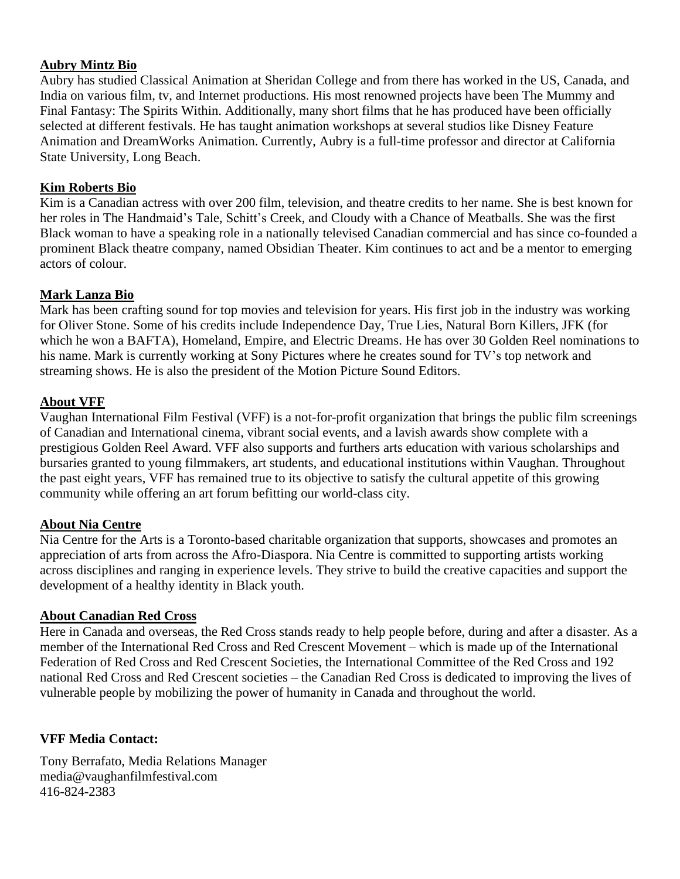**Aubry Mintz Bio**

Aubry has studied Classical Animation at Sheridan College and from there has worked in the US, Canada, and India on various film, tv, and Internet productions. His most renowned projects have been The Mummy and Final Fantasy: The Spirits Within. Additionally, many short films that he has produced have been officially selected at different festivals. He has taught animation workshops at several studios like Disney Feature Animation and DreamWorks Animation. Currently, Aubry is a full-time professor and director at California State University, Long Beach.

**Kim Roberts Bio**

Kim is a Canadian actress with over 200 film, television, and theatre credits to her name. She is best known for her roles in The Handmaid's Tale, Schitt's Creek, and Cloudy with a Chance of Meatballs. She was the first Black woman to have a speaking role in a nationally televised Canadian commercial and has since co-founded a prominent Black theatre company, named Obsidian Theater. Kim continues to act and be a mentor to emerging actors of colour.

**Mark Lanza Bio**

Mark has been crafting sound for top movies and television for years. His first job in the industry was working for Oliver Stone. Some of his credits include Independence Day, True Lies, Natural Born Killers, JFK (for which he won a BAFTA), Homeland, Empire, and Electric Dreams. He has over 30 Golden Reel nominations to his name. Mark is currently working at Sony Pictures where he creates sound for TV's top network and streaming shows. He is also the president of the Motion Picture Sound Editors.

**About VFF**

Vaughan International Film Festival (VFF) is a not-for-profit organization that brings the public film screenings of Canadian and International cinema, vibrant social events, and a lavish awards show complete with a prestigious Golden Reel Award. VFF also supports and furthers arts education with various scholarships and bursaries granted to young filmmakers, art students, and educational institutions within Vaughan. Throughout the past eight years, VFF has remained true to its objective to satisfy the cultural appetite of this growing community while offering an art forum befitting our world-class city.

**About Nia Centre**

Nia Centre for the Arts is a Toronto-based charitable organization that supports, showcases and promotes an appreciation of arts from across the Afro-Diaspora. Nia Centre is committed to supporting artists working across disciplines and ranging in experience levels. They strive to build the creative capacities and support the development of a healthy identity in Black youth.

**About Canadian Red Cross**

Here in Canada and overseas, the Red Cross stands ready to help people before, during and after a disaster. As a member of the International Red Cross and Red Crescent Movement – which is made up of the International Federation of Red Cross and Red Crescent Societies, the International Committee of the Red Cross and 192 national Red Cross and Red Crescent societies – the Canadian Red Cross is dedicated to improving the lives of vulnerable people by mobilizing the power of humanity in Canada and throughout the world.

**VFF Media Contact:**

Tony Berrafato, Media Relations Manager
media@vaughanfilmfestival.com
416-824-2383